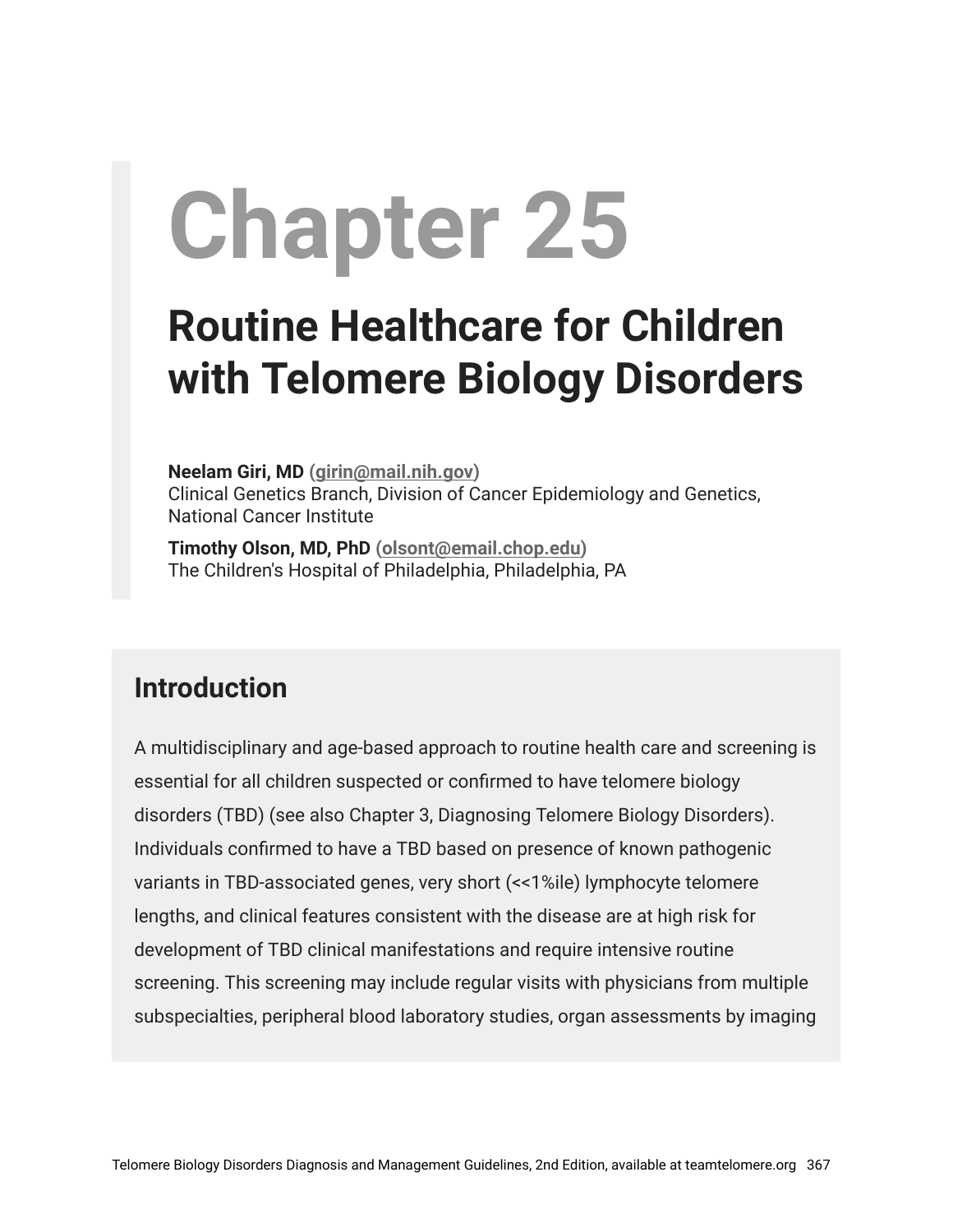# Chapter 25

## Routine Healthcare for Children with Telomere Biology Disorders

**Neelam Giri, MD** (girin@mail.nih.gov)
Clinical Genetics Branch, Division of Cancer Epidemiology and Genetics, National Cancer Institute

**Timothy Olson, MD, PhD** (olsont@email.chop.edu)
The Children's Hospital of Philadelphia, Philadelphia, PA

## Introduction

A multidisciplinary and age-based approach to routine health care and screening is essential for all children suspected or confirmed to have telomere biology disorders (TBD) (see also Chapter 3, Diagnosing Telomere Biology Disorders). Individuals confirmed to have a TBD based on presence of known pathogenic variants in TBD-associated genes, very short (<<1%ile) lymphocyte telomere lengths, and clinical features consistent with the disease are at high risk for development of TBD clinical manifestations and require intensive routine screening. This screening may include regular visits with physicians from multiple subspecialties, peripheral blood laboratory studies, organ assessments by imaging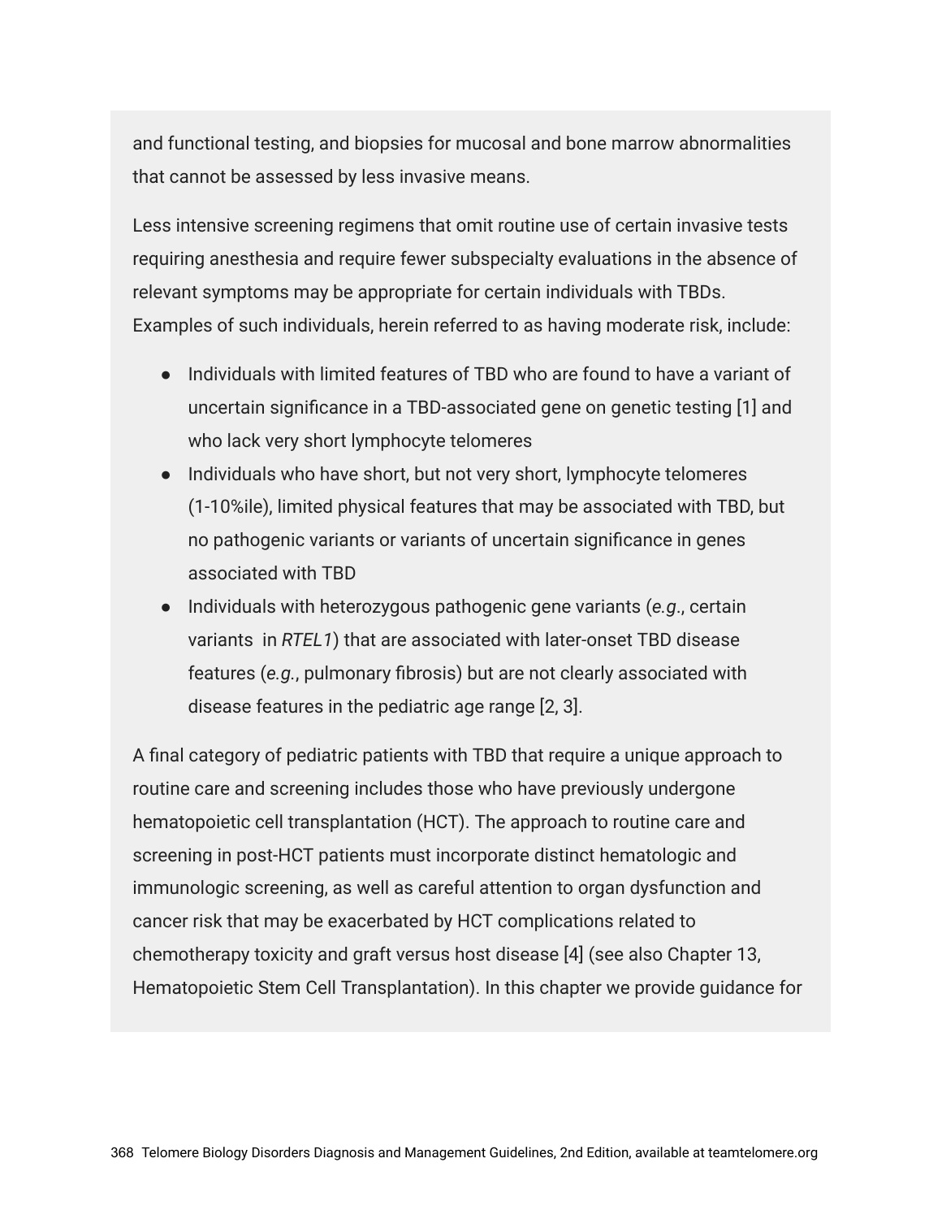and functional testing, and biopsies for mucosal and bone marrow abnormalities that cannot be assessed by less invasive means.

Less intensive screening regimens that omit routine use of certain invasive tests requiring anesthesia and require fewer subspecialty evaluations in the absence of relevant symptoms may be appropriate for certain individuals with TBDs. Examples of such individuals, herein referred to as having moderate risk, include:

- Individuals with limited features of TBD who are found to have a variant of uncertain significance in a TBD-associated gene on genetic testing [1] and who lack very short lymphocyte telomeres
- Individuals who have short, but not very short, lymphocyte telomeres (1-10%ile), limited physical features that may be associated with TBD, but no pathogenic variants or variants of uncertain significance in genes associated with TBD
- Individuals with heterozygous pathogenic gene variants (*e.g.*, certain variants in *RTEL1*) that are associated with later-onset TBD disease features (*e.g.*, pulmonary fibrosis) but are not clearly associated with disease features in the pediatric age range [2, 3].

A final category of pediatric patients with TBD that require a unique approach to routine care and screening includes those who have previously undergone hematopoietic cell transplantation (HCT). The approach to routine care and screening in post-HCT patients must incorporate distinct hematologic and immunologic screening, as well as careful attention to organ dysfunction and cancer risk that may be exacerbated by HCT complications related to chemotherapy toxicity and graft versus host disease [4] (see also Chapter 13, Hematopoietic Stem Cell Transplantation). In this chapter we provide guidance for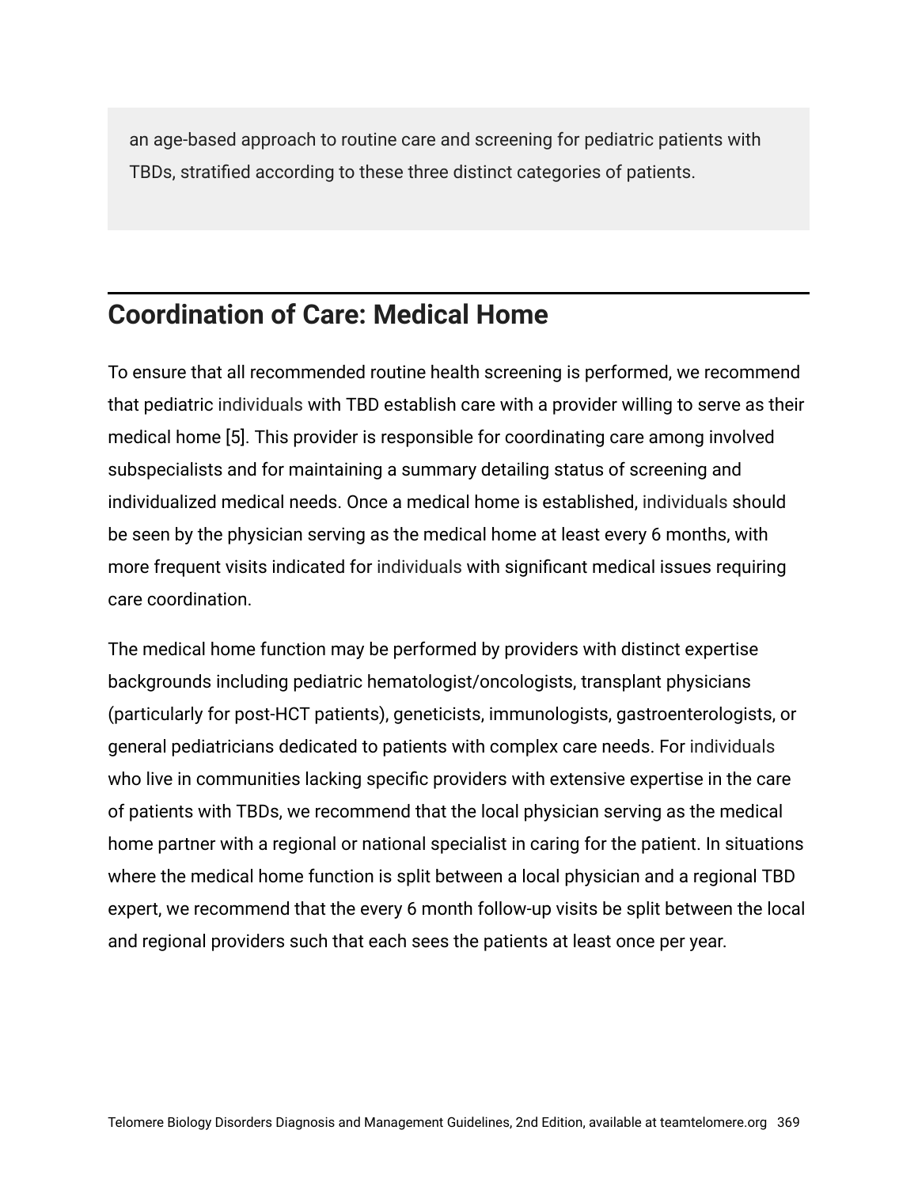an age-based approach to routine care and screening for pediatric patients with TBDs, stratified according to these three distinct categories of patients.

## Coordination of Care: Medical Home

To ensure that all recommended routine health screening is performed, we recommend that pediatric individuals with TBD establish care with a provider willing to serve as their medical home [5]. This provider is responsible for coordinating care among involved subspecialists and for maintaining a summary detailing status of screening and individualized medical needs. Once a medical home is established, individuals should be seen by the physician serving as the medical home at least every 6 months, with more frequent visits indicated for individuals with significant medical issues requiring care coordination.

The medical home function may be performed by providers with distinct expertise backgrounds including pediatric hematologist/oncologists, transplant physicians (particularly for post-HCT patients), geneticists, immunologists, gastroenterologists, or general pediatricians dedicated to patients with complex care needs. For individuals who live in communities lacking specific providers with extensive expertise in the care of patients with TBDs, we recommend that the local physician serving as the medical home partner with a regional or national specialist in caring for the patient. In situations where the medical home function is split between a local physician and a regional TBD expert, we recommend that the every 6 month follow-up visits be split between the local and regional providers such that each sees the patients at least once per year.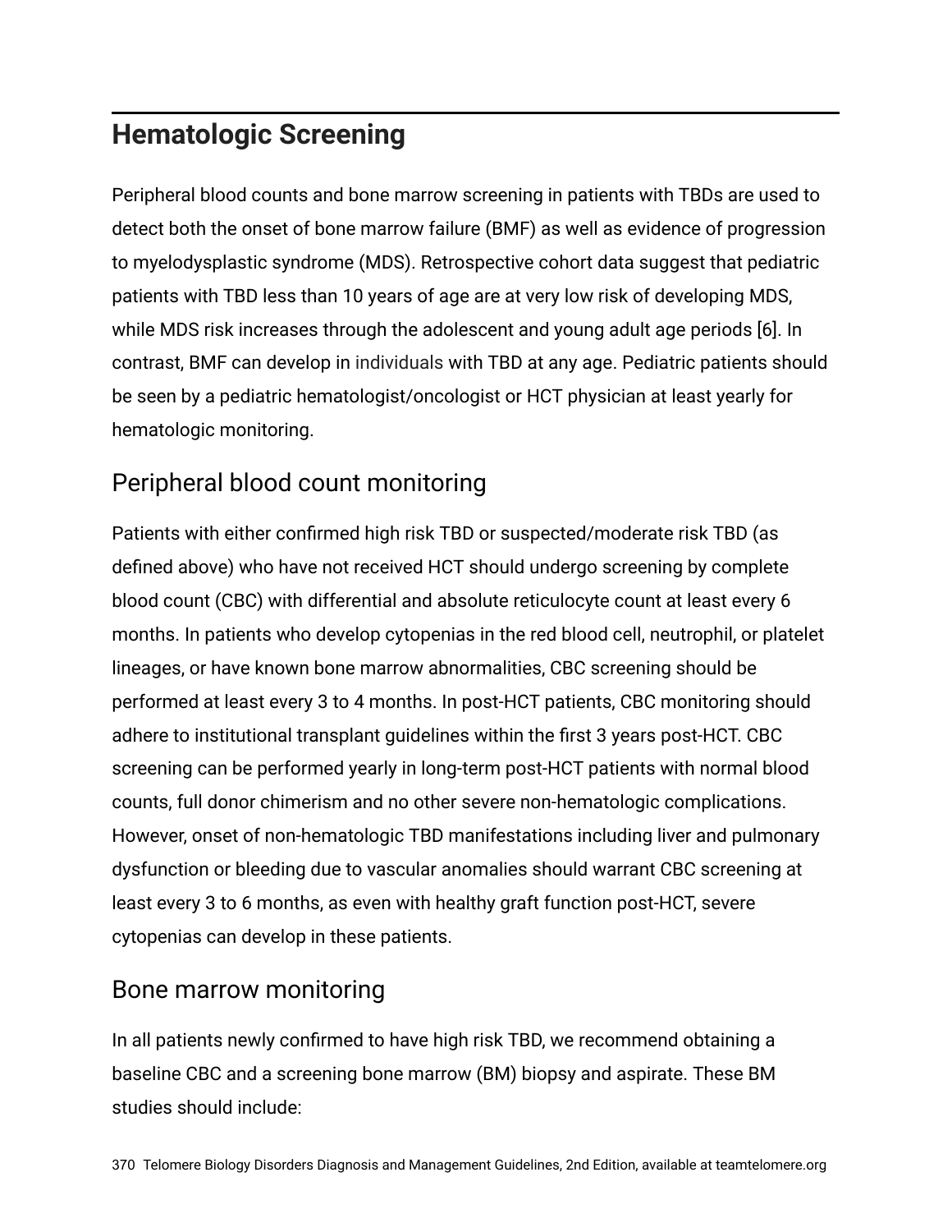## Hematologic Screening

Peripheral blood counts and bone marrow screening in patients with TBDs are used to detect both the onset of bone marrow failure (BMF) as well as evidence of progression to myelodysplastic syndrome (MDS). Retrospective cohort data suggest that pediatric patients with TBD less than 10 years of age are at very low risk of developing MDS, while MDS risk increases through the adolescent and young adult age periods [6]. In contrast, BMF can develop in individuals with TBD at any age. Pediatric patients should be seen by a pediatric hematologist/oncologist or HCT physician at least yearly for hematologic monitoring.

### Peripheral blood count monitoring

Patients with either confirmed high risk TBD or suspected/moderate risk TBD (as defined above) who have not received HCT should undergo screening by complete blood count (CBC) with differential and absolute reticulocyte count at least every 6 months. In patients who develop cytopenias in the red blood cell, neutrophil, or platelet lineages, or have known bone marrow abnormalities, CBC screening should be performed at least every 3 to 4 months. In post-HCT patients, CBC monitoring should adhere to institutional transplant guidelines within the first 3 years post-HCT. CBC screening can be performed yearly in long-term post-HCT patients with normal blood counts, full donor chimerism and no other severe non-hematologic complications. However, onset of non-hematologic TBD manifestations including liver and pulmonary dysfunction or bleeding due to vascular anomalies should warrant CBC screening at least every 3 to 6 months, as even with healthy graft function post-HCT, severe cytopenias can develop in these patients.

### Bone marrow monitoring

In all patients newly confirmed to have high risk TBD, we recommend obtaining a baseline CBC and a screening bone marrow (BM) biopsy and aspirate. These BM studies should include: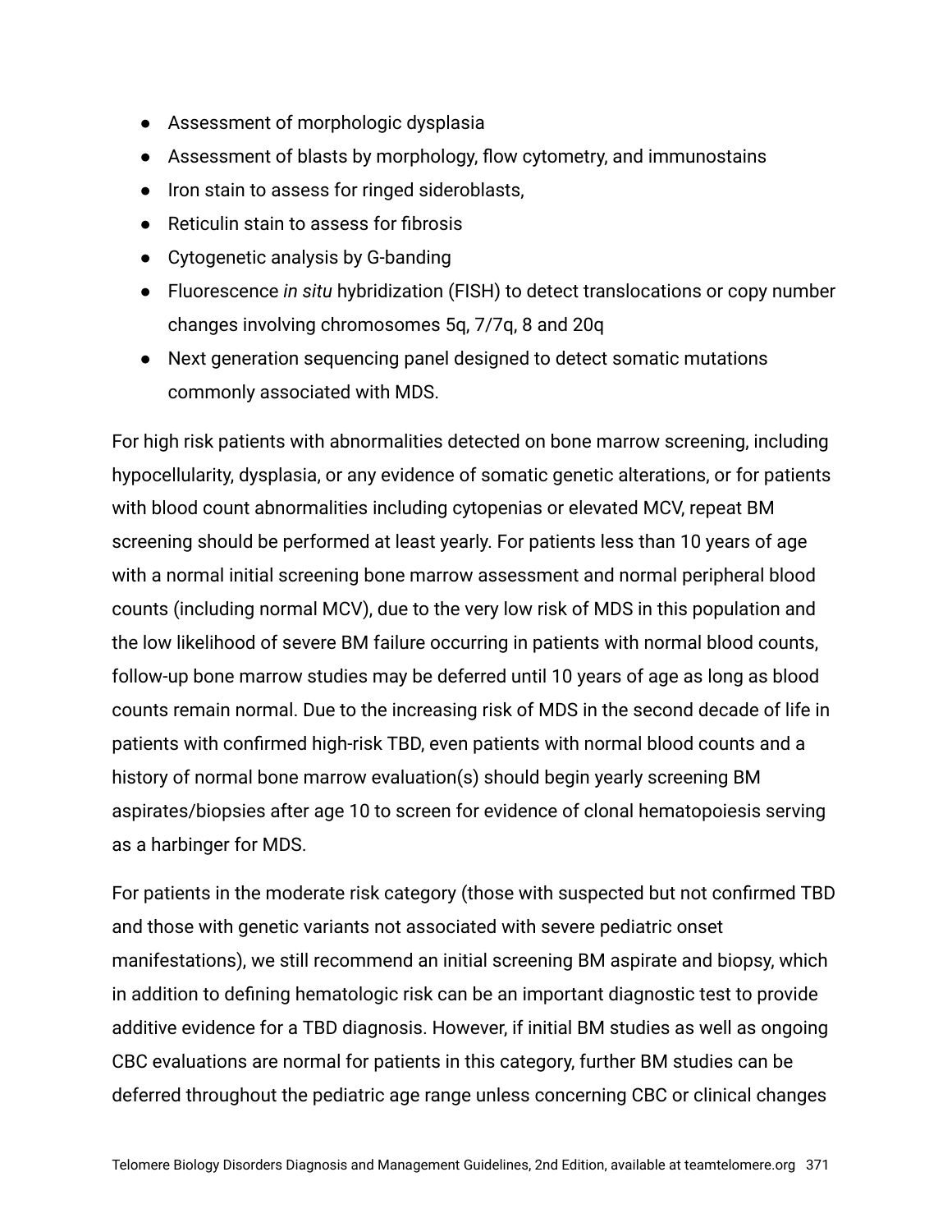- Assessment of morphologic dysplasia
- Assessment of blasts by morphology, flow cytometry, and immunostains
- Iron stain to assess for ringed sideroblasts,
- Reticulin stain to assess for fibrosis
- Cytogenetic analysis by G-banding
- Fluorescence *in situ* hybridization (FISH) to detect translocations or copy number changes involving chromosomes 5q, 7/7q, 8 and 20q
- Next generation sequencing panel designed to detect somatic mutations commonly associated with MDS.

For high risk patients with abnormalities detected on bone marrow screening, including hypocellularity, dysplasia, or any evidence of somatic genetic alterations, or for patients with blood count abnormalities including cytopenias or elevated MCV, repeat BM screening should be performed at least yearly. For patients less than 10 years of age with a normal initial screening bone marrow assessment and normal peripheral blood counts (including normal MCV), due to the very low risk of MDS in this population and the low likelihood of severe BM failure occurring in patients with normal blood counts, follow-up bone marrow studies may be deferred until 10 years of age as long as blood counts remain normal. Due to the increasing risk of MDS in the second decade of life in patients with confirmed high-risk TBD, even patients with normal blood counts and a history of normal bone marrow evaluation(s) should begin yearly screening BM aspirates/biopsies after age 10 to screen for evidence of clonal hematopoiesis serving as a harbinger for MDS.

For patients in the moderate risk category (those with suspected but not confirmed TBD and those with genetic variants not associated with severe pediatric onset manifestations), we still recommend an initial screening BM aspirate and biopsy, which in addition to defining hematologic risk can be an important diagnostic test to provide additive evidence for a TBD diagnosis. However, if initial BM studies as well as ongoing CBC evaluations are normal for patients in this category, further BM studies can be deferred throughout the pediatric age range unless concerning CBC or clinical changes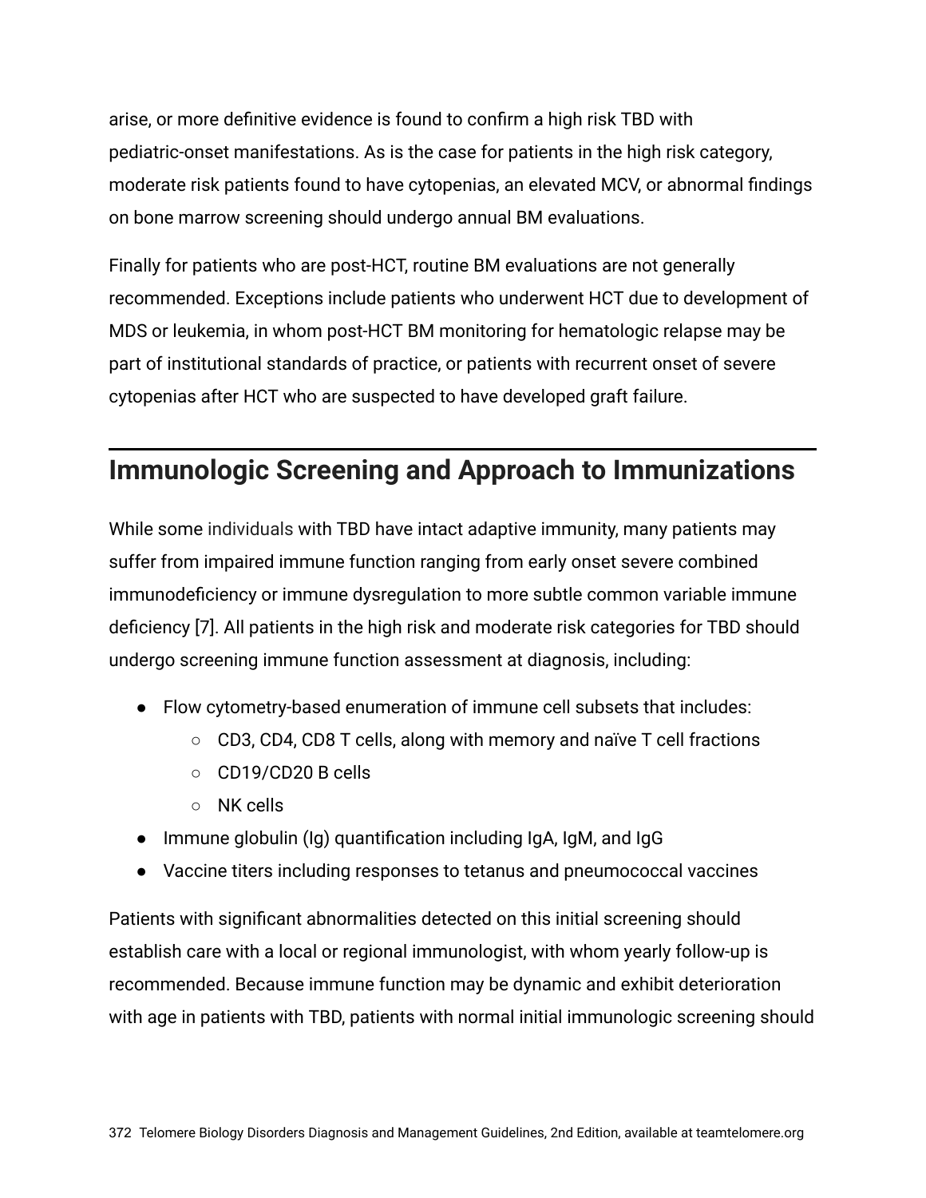arise, or more definitive evidence is found to confirm a high risk TBD with pediatric-onset manifestations. As is the case for patients in the high risk category, moderate risk patients found to have cytopenias, an elevated MCV, or abnormal findings on bone marrow screening should undergo annual BM evaluations.

Finally for patients who are post-HCT, routine BM evaluations are not generally recommended. Exceptions include patients who underwent HCT due to development of MDS or leukemia, in whom post-HCT BM monitoring for hematologic relapse may be part of institutional standards of practice, or patients with recurrent onset of severe cytopenias after HCT who are suspected to have developed graft failure.

## Immunologic Screening and Approach to Immunizations

While some individuals with TBD have intact adaptive immunity, many patients may suffer from impaired immune function ranging from early onset severe combined immunodeficiency or immune dysregulation to more subtle common variable immune deficiency [7]. All patients in the high risk and moderate risk categories for TBD should undergo screening immune function assessment at diagnosis, including:

- Flow cytometry-based enumeration of immune cell subsets that includes:
  - CD3, CD4, CD8 T cells, along with memory and naïve T cell fractions
  - CD19/CD20 B cells
  - NK cells
- Immune globulin (Ig) quantification including IgA, IgM, and IgG
- Vaccine titers including responses to tetanus and pneumococcal vaccines

Patients with significant abnormalities detected on this initial screening should establish care with a local or regional immunologist, with whom yearly follow-up is recommended. Because immune function may be dynamic and exhibit deterioration with age in patients with TBD, patients with normal initial immunologic screening should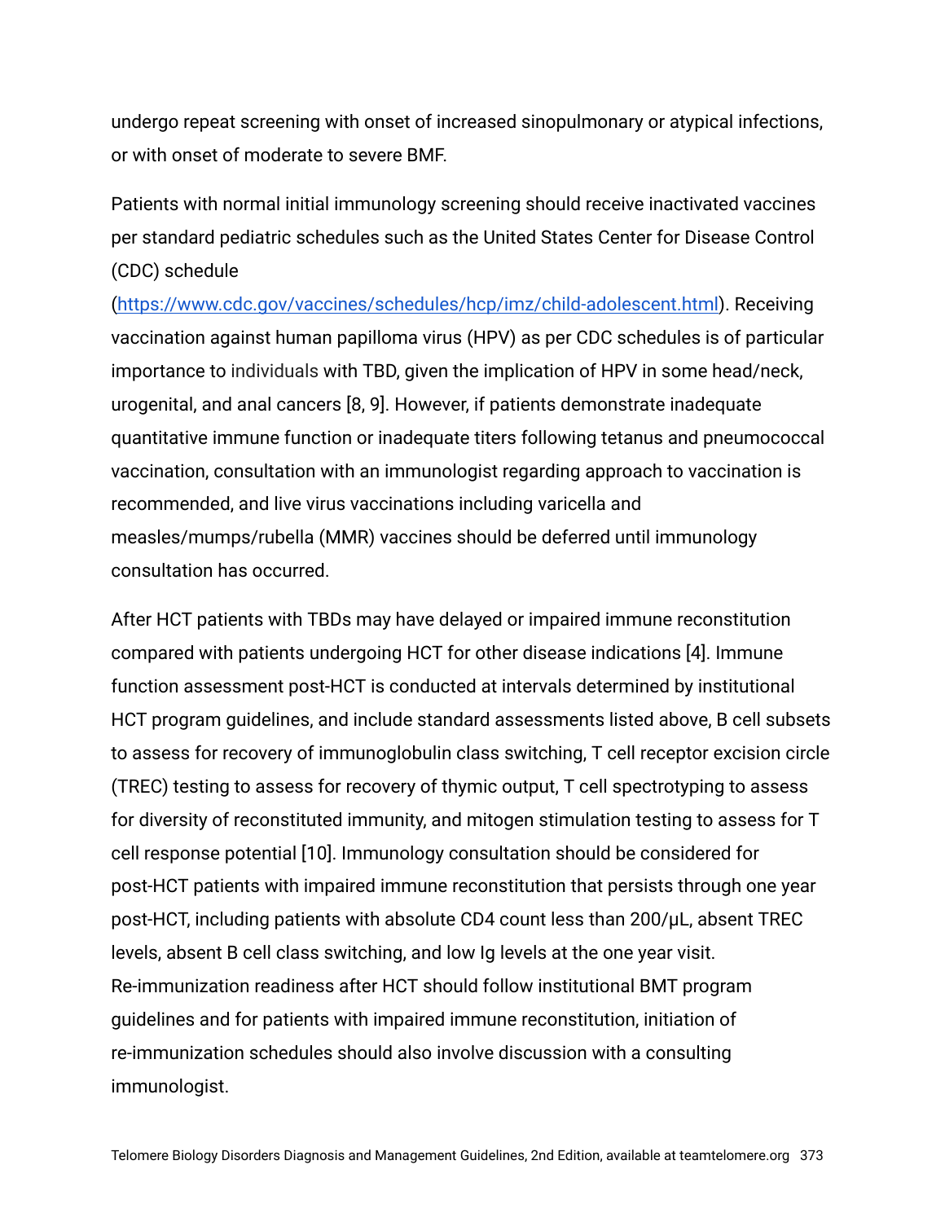undergo repeat screening with onset of increased sinopulmonary or atypical infections, or with onset of moderate to severe BMF.

Patients with normal initial immunology screening should receive inactivated vaccines per standard pediatric schedules such as the United States Center for Disease Control (CDC) schedule (https://www.cdc.gov/vaccines/schedules/hcp/imz/child-adolescent.html). Receiving vaccination against human papilloma virus (HPV) as per CDC schedules is of particular importance to individuals with TBD, given the implication of HPV in some head/neck, urogenital, and anal cancers [8, 9]. However, if patients demonstrate inadequate quantitative immune function or inadequate titers following tetanus and pneumococcal vaccination, consultation with an immunologist regarding approach to vaccination is recommended, and live virus vaccinations including varicella and measles/mumps/rubella (MMR) vaccines should be deferred until immunology consultation has occurred.

After HCT patients with TBDs may have delayed or impaired immune reconstitution compared with patients undergoing HCT for other disease indications [4]. Immune function assessment post-HCT is conducted at intervals determined by institutional HCT program guidelines, and include standard assessments listed above, B cell subsets to assess for recovery of immunoglobulin class switching, T cell receptor excision circle (TREC) testing to assess for recovery of thymic output, T cell spectrotyping to assess for diversity of reconstituted immunity, and mitogen stimulation testing to assess for T cell response potential [10]. Immunology consultation should be considered for post-HCT patients with impaired immune reconstitution that persists through one year post-HCT, including patients with absolute CD4 count less than 200/μL, absent TREC levels, absent B cell class switching, and low Ig levels at the one year visit. Re-immunization readiness after HCT should follow institutional BMT program guidelines and for patients with impaired immune reconstitution, initiation of re-immunization schedules should also involve discussion with a consulting immunologist.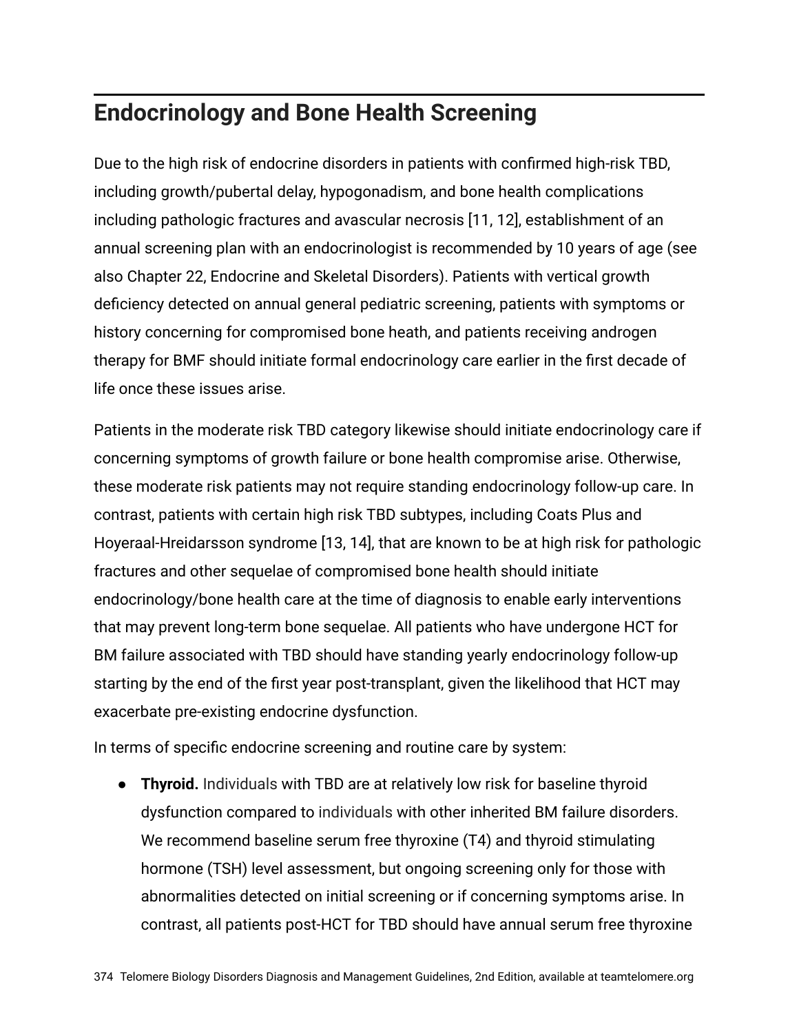## Endocrinology and Bone Health Screening

Due to the high risk of endocrine disorders in patients with confirmed high-risk TBD, including growth/pubertal delay, hypogonadism, and bone health complications including pathologic fractures and avascular necrosis [11, 12], establishment of an annual screening plan with an endocrinologist is recommended by 10 years of age (see also Chapter 22, Endocrine and Skeletal Disorders). Patients with vertical growth deficiency detected on annual general pediatric screening, patients with symptoms or history concerning for compromised bone heath, and patients receiving androgen therapy for BMF should initiate formal endocrinology care earlier in the first decade of life once these issues arise.

Patients in the moderate risk TBD category likewise should initiate endocrinology care if concerning symptoms of growth failure or bone health compromise arise. Otherwise, these moderate risk patients may not require standing endocrinology follow-up care. In contrast, patients with certain high risk TBD subtypes, including Coats Plus and Hoyeraal-Hreidarsson syndrome [13, 14], that are known to be at high risk for pathologic fractures and other sequelae of compromised bone health should initiate endocrinology/bone health care at the time of diagnosis to enable early interventions that may prevent long-term bone sequelae. All patients who have undergone HCT for BM failure associated with TBD should have standing yearly endocrinology follow-up starting by the end of the first year post-transplant, given the likelihood that HCT may exacerbate pre-existing endocrine dysfunction.

In terms of specific endocrine screening and routine care by system:

- **Thyroid.** Individuals with TBD are at relatively low risk for baseline thyroid dysfunction compared to individuals with other inherited BM failure disorders. We recommend baseline serum free thyroxine (T4) and thyroid stimulating hormone (TSH) level assessment, but ongoing screening only for those with abnormalities detected on initial screening or if concerning symptoms arise. In contrast, all patients post-HCT for TBD should have annual serum free thyroxine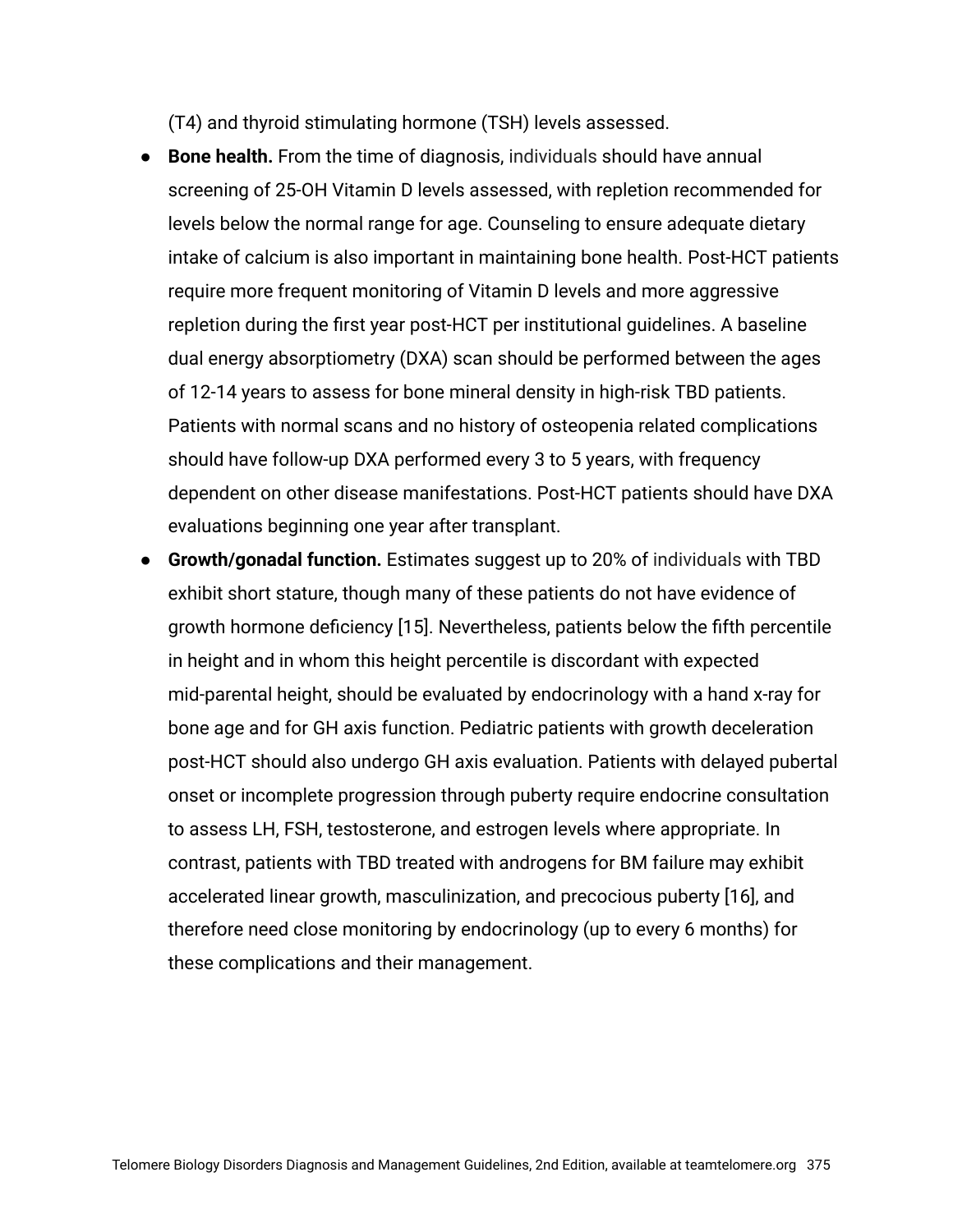(T4) and thyroid stimulating hormone (TSH) levels assessed.

- **Bone health.** From the time of diagnosis, individuals should have annual screening of 25-OH Vitamin D levels assessed, with repletion recommended for levels below the normal range for age. Counseling to ensure adequate dietary intake of calcium is also important in maintaining bone health. Post-HCT patients require more frequent monitoring of Vitamin D levels and more aggressive repletion during the first year post-HCT per institutional guidelines. A baseline dual energy absorptiometry (DXA) scan should be performed between the ages of 12-14 years to assess for bone mineral density in high-risk TBD patients. Patients with normal scans and no history of osteopenia related complications should have follow-up DXA performed every 3 to 5 years, with frequency dependent on other disease manifestations. Post-HCT patients should have DXA evaluations beginning one year after transplant.
- **Growth/gonadal function.** Estimates suggest up to 20% of individuals with TBD exhibit short stature, though many of these patients do not have evidence of growth hormone deficiency [15]. Nevertheless, patients below the fifth percentile in height and in whom this height percentile is discordant with expected mid-parental height, should be evaluated by endocrinology with a hand x-ray for bone age and for GH axis function. Pediatric patients with growth deceleration post-HCT should also undergo GH axis evaluation. Patients with delayed pubertal onset or incomplete progression through puberty require endocrine consultation to assess LH, FSH, testosterone, and estrogen levels where appropriate. In contrast, patients with TBD treated with androgens for BM failure may exhibit accelerated linear growth, masculinization, and precocious puberty [16], and therefore need close monitoring by endocrinology (up to every 6 months) for these complications and their management.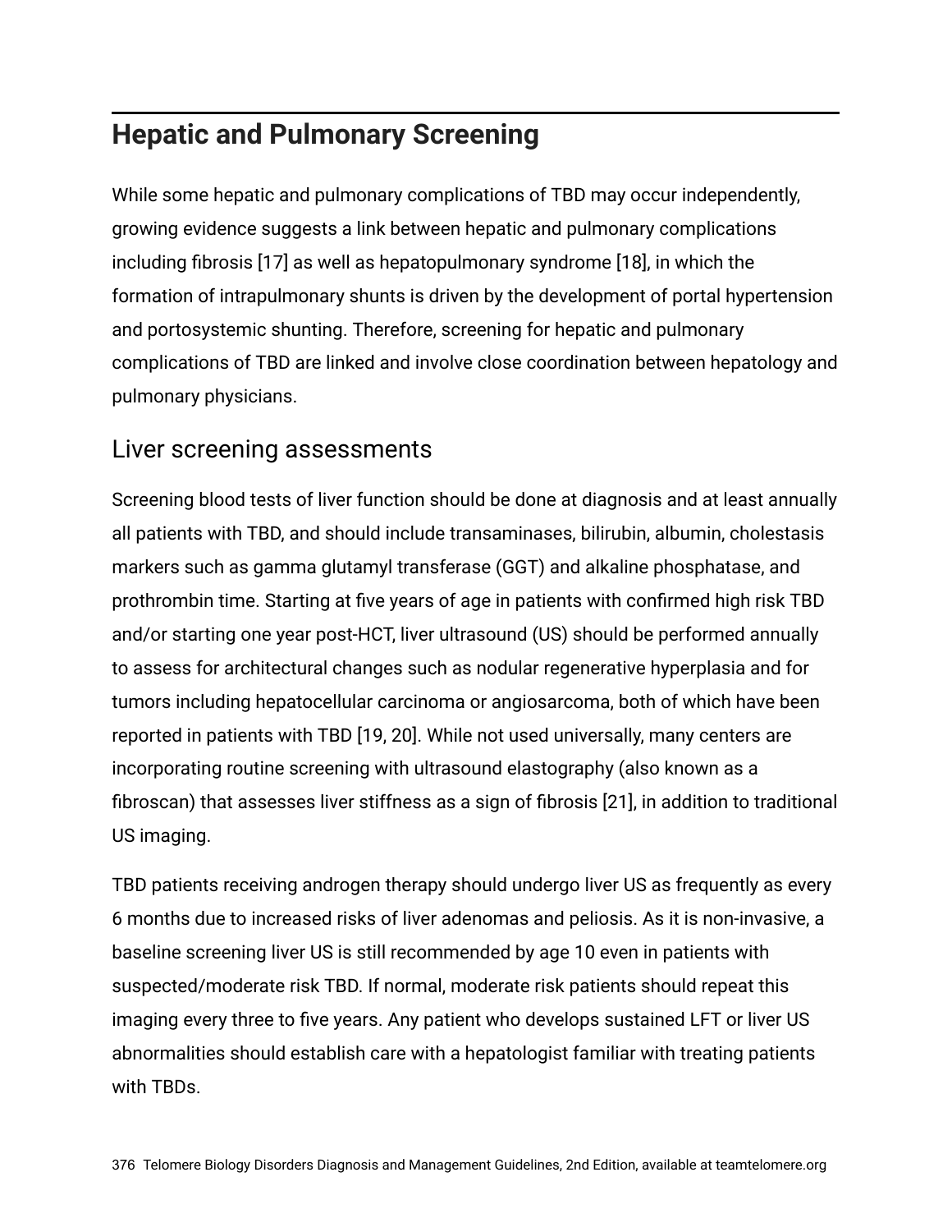## Hepatic and Pulmonary Screening

While some hepatic and pulmonary complications of TBD may occur independently, growing evidence suggests a link between hepatic and pulmonary complications including fibrosis [17] as well as hepatopulmonary syndrome [18], in which the formation of intrapulmonary shunts is driven by the development of portal hypertension and portosystemic shunting. Therefore, screening for hepatic and pulmonary complications of TBD are linked and involve close coordination between hepatology and pulmonary physicians.

### Liver screening assessments

Screening blood tests of liver function should be done at diagnosis and at least annually all patients with TBD, and should include transaminases, bilirubin, albumin, cholestasis markers such as gamma glutamyl transferase (GGT) and alkaline phosphatase, and prothrombin time. Starting at five years of age in patients with confirmed high risk TBD and/or starting one year post-HCT, liver ultrasound (US) should be performed annually to assess for architectural changes such as nodular regenerative hyperplasia and for tumors including hepatocellular carcinoma or angiosarcoma, both of which have been reported in patients with TBD [19, 20]. While not used universally, many centers are incorporating routine screening with ultrasound elastography (also known as a fibroscan) that assesses liver stiffness as a sign of fibrosis [21], in addition to traditional US imaging.

TBD patients receiving androgen therapy should undergo liver US as frequently as every 6 months due to increased risks of liver adenomas and peliosis. As it is non-invasive, a baseline screening liver US is still recommended by age 10 even in patients with suspected/moderate risk TBD. If normal, moderate risk patients should repeat this imaging every three to five years. Any patient who develops sustained LFT or liver US abnormalities should establish care with a hepatologist familiar with treating patients with TBDs.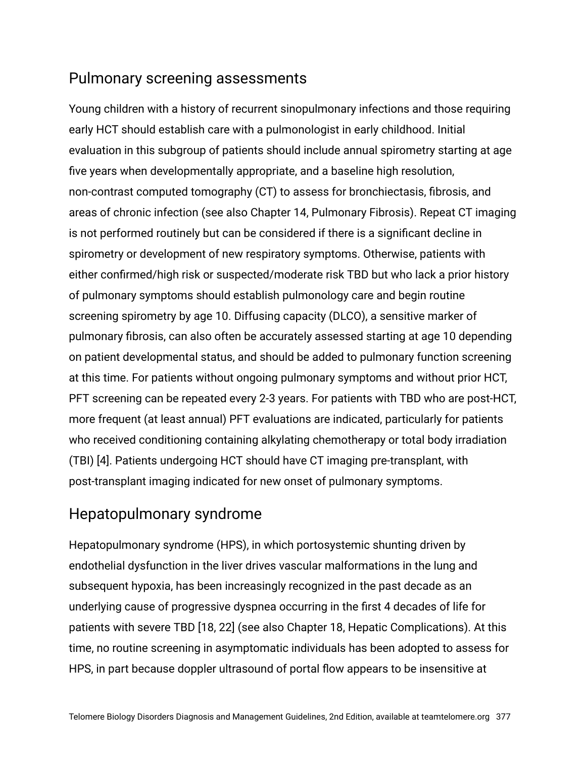## Pulmonary screening assessments

Young children with a history of recurrent sinopulmonary infections and those requiring early HCT should establish care with a pulmonologist in early childhood. Initial evaluation in this subgroup of patients should include annual spirometry starting at age five years when developmentally appropriate, and a baseline high resolution, non-contrast computed tomography (CT) to assess for bronchiectasis, fibrosis, and areas of chronic infection (see also Chapter 14, Pulmonary Fibrosis). Repeat CT imaging is not performed routinely but can be considered if there is a significant decline in spirometry or development of new respiratory symptoms. Otherwise, patients with either confirmed/high risk or suspected/moderate risk TBD but who lack a prior history of pulmonary symptoms should establish pulmonology care and begin routine screening spirometry by age 10. Diffusing capacity (DLCO), a sensitive marker of pulmonary fibrosis, can also often be accurately assessed starting at age 10 depending on patient developmental status, and should be added to pulmonary function screening at this time. For patients without ongoing pulmonary symptoms and without prior HCT, PFT screening can be repeated every 2-3 years. For patients with TBD who are post-HCT, more frequent (at least annual) PFT evaluations are indicated, particularly for patients who received conditioning containing alkylating chemotherapy or total body irradiation (TBI) [4]. Patients undergoing HCT should have CT imaging pre-transplant, with post-transplant imaging indicated for new onset of pulmonary symptoms.

## Hepatopulmonary syndrome

Hepatopulmonary syndrome (HPS), in which portosystemic shunting driven by endothelial dysfunction in the liver drives vascular malformations in the lung and subsequent hypoxia, has been increasingly recognized in the past decade as an underlying cause of progressive dyspnea occurring in the first 4 decades of life for patients with severe TBD [18, 22] (see also Chapter 18, Hepatic Complications). At this time, no routine screening in asymptomatic individuals has been adopted to assess for HPS, in part because doppler ultrasound of portal flow appears to be insensitive at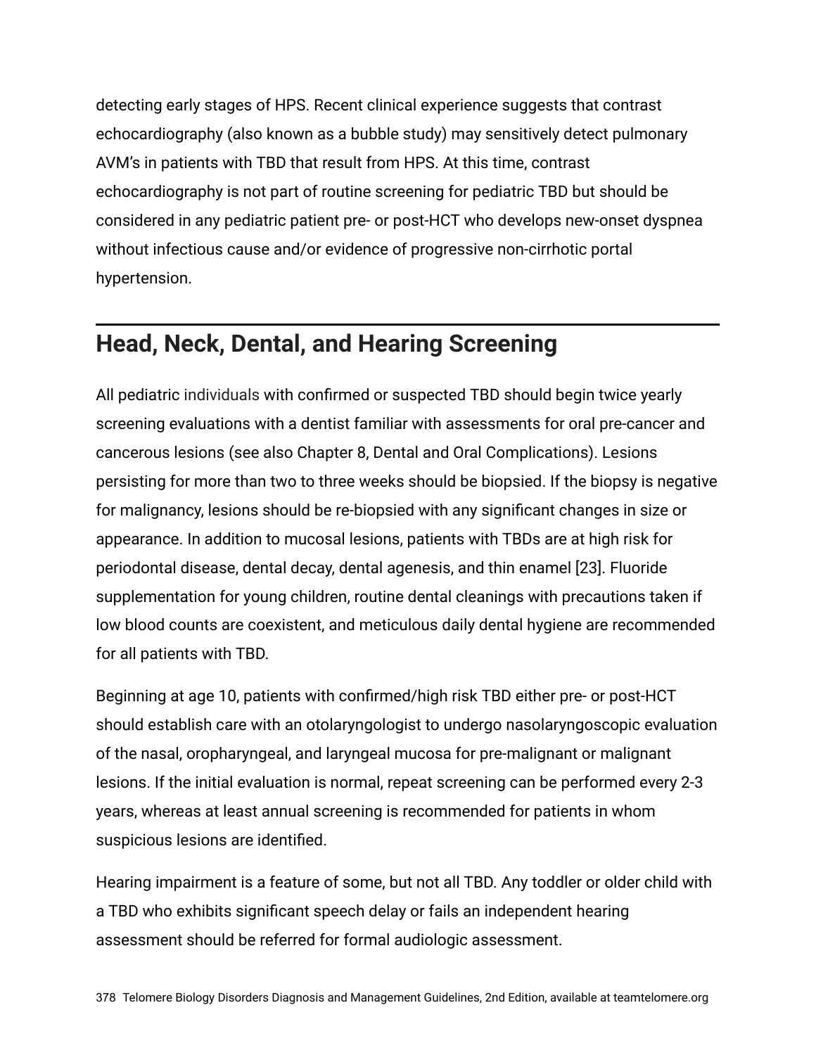detecting early stages of HPS. Recent clinical experience suggests that contrast echocardiography (also known as a bubble study) may sensitively detect pulmonary AVM's in patients with TBD that result from HPS. At this time, contrast echocardiography is not part of routine screening for pediatric TBD but should be considered in any pediatric patient pre- or post-HCT who develops new-onset dyspnea without infectious cause and/or evidence of progressive non-cirrhotic portal hypertension.

## Head, Neck, Dental, and Hearing Screening

All pediatric individuals with confirmed or suspected TBD should begin twice yearly screening evaluations with a dentist familiar with assessments for oral pre-cancer and cancerous lesions (see also Chapter 8, Dental and Oral Complications). Lesions persisting for more than two to three weeks should be biopsied. If the biopsy is negative for malignancy, lesions should be re-biopsied with any significant changes in size or appearance. In addition to mucosal lesions, patients with TBDs are at high risk for periodontal disease, dental decay, dental agenesis, and thin enamel [23]. Fluoride supplementation for young children, routine dental cleanings with precautions taken if low blood counts are coexistent, and meticulous daily dental hygiene are recommended for all patients with TBD.

Beginning at age 10, patients with confirmed/high risk TBD either pre- or post-HCT should establish care with an otolaryngologist to undergo nasolaryngoscopic evaluation of the nasal, oropharyngeal, and laryngeal mucosa for pre-malignant or malignant lesions. If the initial evaluation is normal, repeat screening can be performed every 2-3 years, whereas at least annual screening is recommended for patients in whom suspicious lesions are identified.

Hearing impairment is a feature of some, but not all TBD. Any toddler or older child with a TBD who exhibits significant speech delay or fails an independent hearing assessment should be referred for formal audiologic assessment.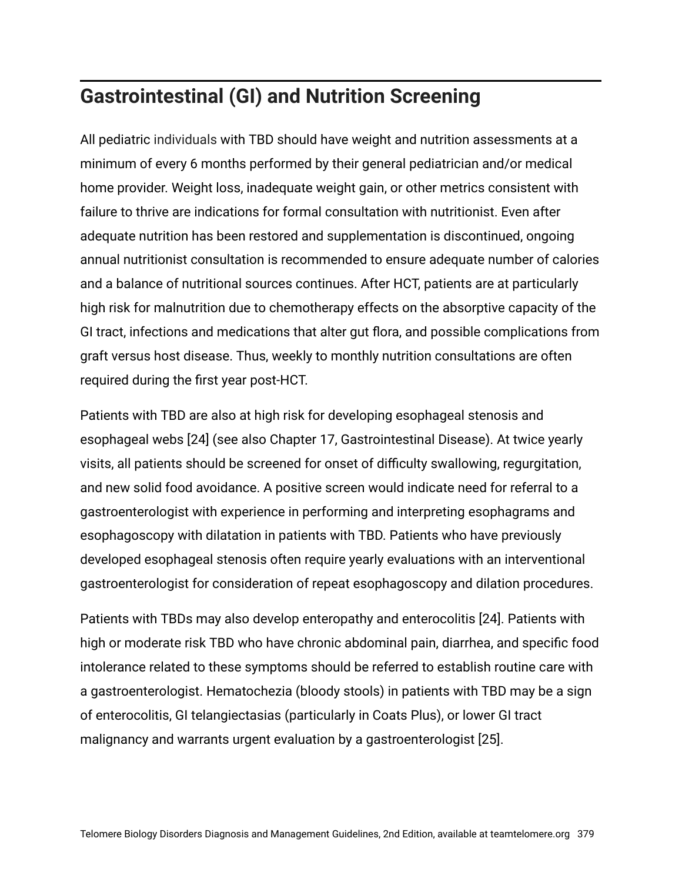## Gastrointestinal (GI) and Nutrition Screening

All pediatric individuals with TBD should have weight and nutrition assessments at a minimum of every 6 months performed by their general pediatrician and/or medical home provider. Weight loss, inadequate weight gain, or other metrics consistent with failure to thrive are indications for formal consultation with nutritionist. Even after adequate nutrition has been restored and supplementation is discontinued, ongoing annual nutritionist consultation is recommended to ensure adequate number of calories and a balance of nutritional sources continues. After HCT, patients are at particularly high risk for malnutrition due to chemotherapy effects on the absorptive capacity of the GI tract, infections and medications that alter gut flora, and possible complications from graft versus host disease. Thus, weekly to monthly nutrition consultations are often required during the first year post-HCT.

Patients with TBD are also at high risk for developing esophageal stenosis and esophageal webs [24] (see also Chapter 17, Gastrointestinal Disease). At twice yearly visits, all patients should be screened for onset of difficulty swallowing, regurgitation, and new solid food avoidance. A positive screen would indicate need for referral to a gastroenterologist with experience in performing and interpreting esophagrams and esophagoscopy with dilatation in patients with TBD. Patients who have previously developed esophageal stenosis often require yearly evaluations with an interventional gastroenterologist for consideration of repeat esophagoscopy and dilation procedures.

Patients with TBDs may also develop enteropathy and enterocolitis [24]. Patients with high or moderate risk TBD who have chronic abdominal pain, diarrhea, and specific food intolerance related to these symptoms should be referred to establish routine care with a gastroenterologist. Hematochezia (bloody stools) in patients with TBD may be a sign of enterocolitis, GI telangiectasias (particularly in Coats Plus), or lower GI tract malignancy and warrants urgent evaluation by a gastroenterologist [25].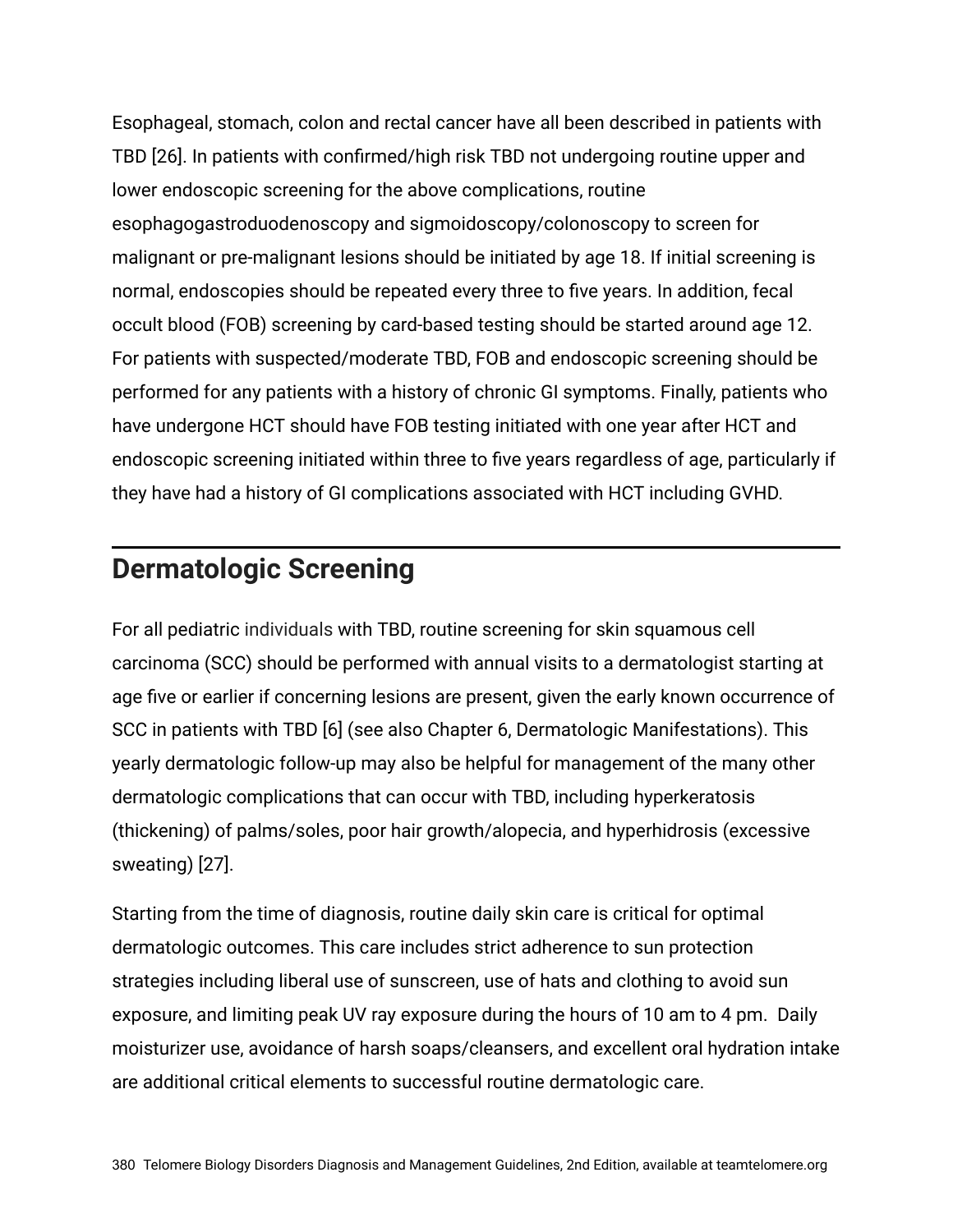Esophageal, stomach, colon and rectal cancer have all been described in patients with TBD [26]. In patients with confirmed/high risk TBD not undergoing routine upper and lower endoscopic screening for the above complications, routine esophagogastroduodenoscopy and sigmoidoscopy/colonoscopy to screen for malignant or pre-malignant lesions should be initiated by age 18. If initial screening is normal, endoscopies should be repeated every three to five years. In addition, fecal occult blood (FOB) screening by card-based testing should be started around age 12. For patients with suspected/moderate TBD, FOB and endoscopic screening should be performed for any patients with a history of chronic GI symptoms. Finally, patients who have undergone HCT should have FOB testing initiated with one year after HCT and endoscopic screening initiated within three to five years regardless of age, particularly if they have had a history of GI complications associated with HCT including GVHD.

## Dermatologic Screening

For all pediatric individuals with TBD, routine screening for skin squamous cell carcinoma (SCC) should be performed with annual visits to a dermatologist starting at age five or earlier if concerning lesions are present, given the early known occurrence of SCC in patients with TBD [6] (see also Chapter 6, Dermatologic Manifestations). This yearly dermatologic follow-up may also be helpful for management of the many other dermatologic complications that can occur with TBD, including hyperkeratosis (thickening) of palms/soles, poor hair growth/alopecia, and hyperhidrosis (excessive sweating) [27].

Starting from the time of diagnosis, routine daily skin care is critical for optimal dermatologic outcomes. This care includes strict adherence to sun protection strategies including liberal use of sunscreen, use of hats and clothing to avoid sun exposure, and limiting peak UV ray exposure during the hours of 10 am to 4 pm.  Daily moisturizer use, avoidance of harsh soaps/cleansers, and excellent oral hydration intake are additional critical elements to successful routine dermatologic care.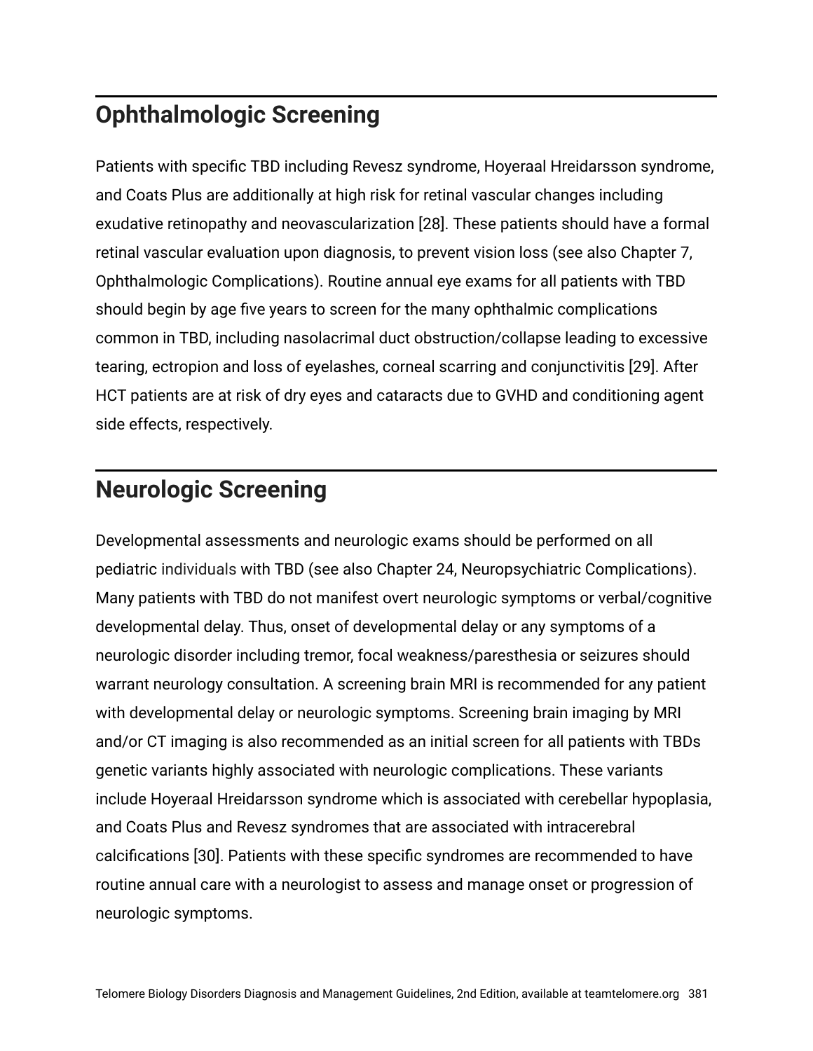## Ophthalmologic Screening

Patients with specific TBD including Revesz syndrome, Hoyeraal Hreidarsson syndrome, and Coats Plus are additionally at high risk for retinal vascular changes including exudative retinopathy and neovascularization [28]. These patients should have a formal retinal vascular evaluation upon diagnosis, to prevent vision loss (see also Chapter 7, Ophthalmologic Complications). Routine annual eye exams for all patients with TBD should begin by age five years to screen for the many ophthalmic complications common in TBD, including nasolacrimal duct obstruction/collapse leading to excessive tearing, ectropion and loss of eyelashes, corneal scarring and conjunctivitis [29]. After HCT patients are at risk of dry eyes and cataracts due to GVHD and conditioning agent side effects, respectively.

## Neurologic Screening

Developmental assessments and neurologic exams should be performed on all pediatric individuals with TBD (see also Chapter 24, Neuropsychiatric Complications). Many patients with TBD do not manifest overt neurologic symptoms or verbal/cognitive developmental delay. Thus, onset of developmental delay or any symptoms of a neurologic disorder including tremor, focal weakness/paresthesia or seizures should warrant neurology consultation. A screening brain MRI is recommended for any patient with developmental delay or neurologic symptoms. Screening brain imaging by MRI and/or CT imaging is also recommended as an initial screen for all patients with TBDs genetic variants highly associated with neurologic complications. These variants include Hoyeraal Hreidarsson syndrome which is associated with cerebellar hypoplasia, and Coats Plus and Revesz syndromes that are associated with intracerebral calcifications [30]. Patients with these specific syndromes are recommended to have routine annual care with a neurologist to assess and manage onset or progression of neurologic symptoms.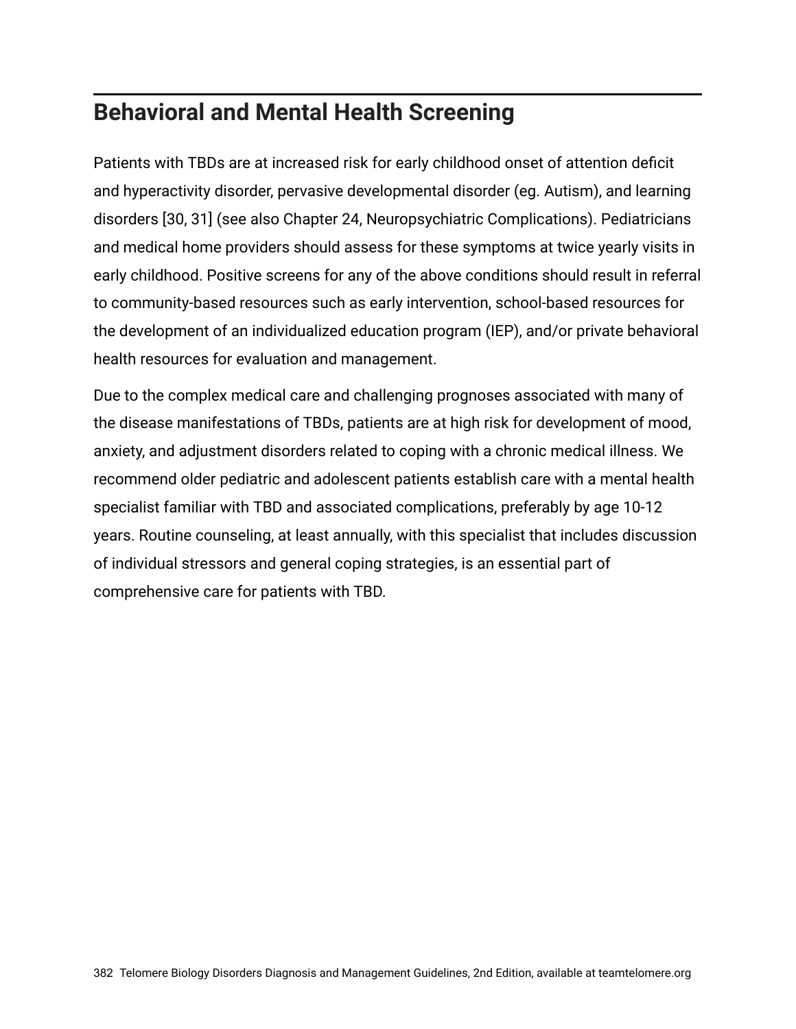## Behavioral and Mental Health Screening

Patients with TBDs are at increased risk for early childhood onset of attention deficit and hyperactivity disorder, pervasive developmental disorder (eg. Autism), and learning disorders [30, 31] (see also Chapter 24, Neuropsychiatric Complications). Pediatricians and medical home providers should assess for these symptoms at twice yearly visits in early childhood. Positive screens for any of the above conditions should result in referral to community-based resources such as early intervention, school-based resources for the development of an individualized education program (IEP), and/or private behavioral health resources for evaluation and management.

Due to the complex medical care and challenging prognoses associated with many of the disease manifestations of TBDs, patients are at high risk for development of mood, anxiety, and adjustment disorders related to coping with a chronic medical illness. We recommend older pediatric and adolescent patients establish care with a mental health specialist familiar with TBD and associated complications, preferably by age 10-12 years. Routine counseling, at least annually, with this specialist that includes discussion of individual stressors and general coping strategies, is an essential part of comprehensive care for patients with TBD.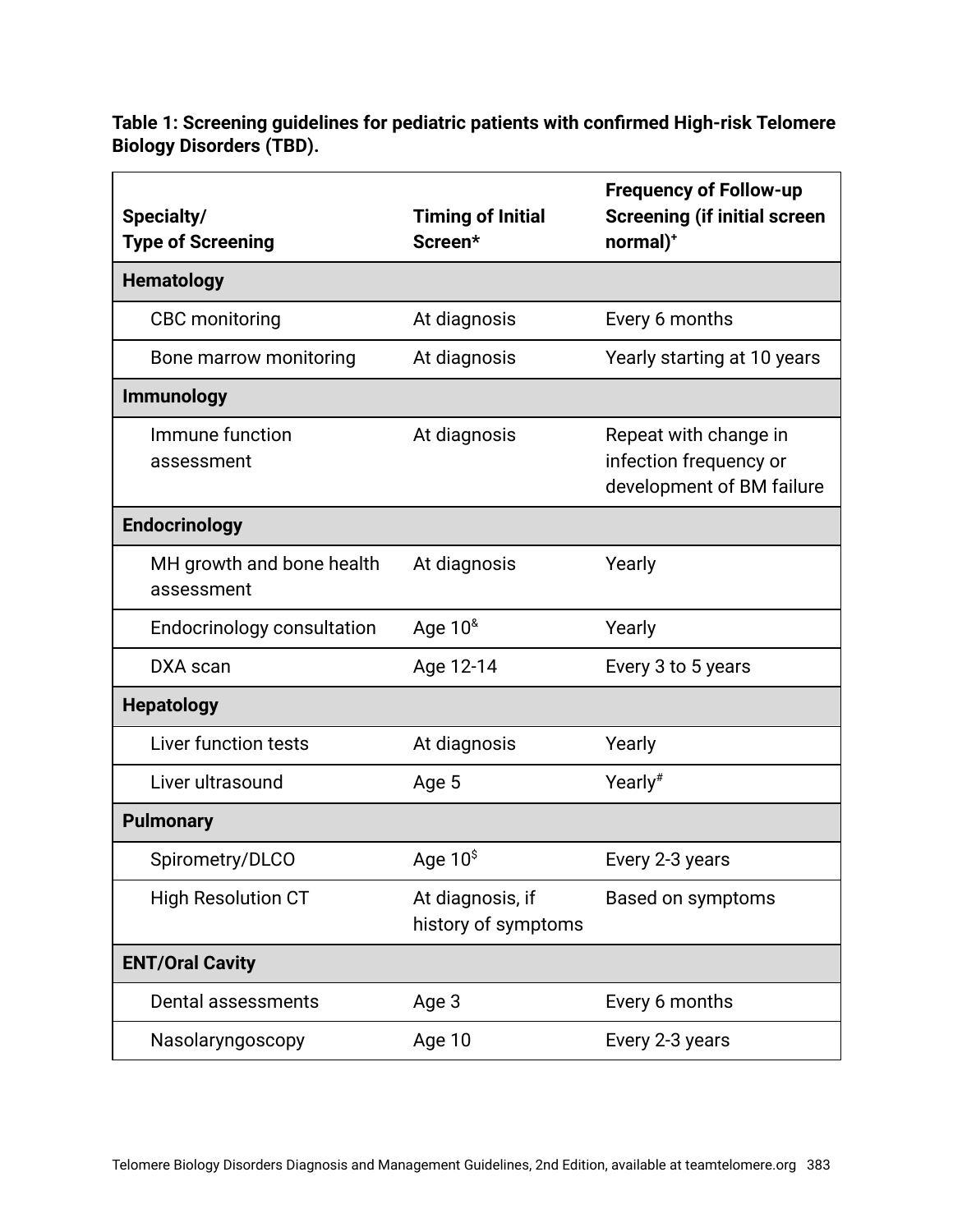**Table 1: Screening guidelines for pediatric patients with confirmed High-risk Telomere Biology Disorders (TBD).**

| Specialty/ Type of Screening | Timing of Initial Screen* | Frequency of Follow-up Screening (if initial screen normal)[+] |
|---|---|---|
| **Hematology** | | |
| CBC monitoring | At diagnosis | Every 6 months |
| Bone marrow monitoring | At diagnosis | Yearly starting at 10 years |
| **Immunology** | | |
| Immune function assessment | At diagnosis | Repeat with change in infection frequency or development of BM failure |
| **Endocrinology** | | |
| MH growth and bone health assessment | At diagnosis | Yearly |
| Endocrinology consultation | Age 10[&] | Yearly |
| DXA scan | Age 12-14 | Every 3 to 5 years |
| **Hepatology** | | |
| Liver function tests | At diagnosis | Yearly |
| Liver ultrasound | Age 5 | Yearly[#] |
| **Pulmonary** | | |
| Spirometry/DLCO | Age 10[$] | Every 2-3 years |
| High Resolution CT | At diagnosis, if history of symptoms | Based on symptoms |
| **ENT/Oral Cavity** | | |
| Dental assessments | Age 3 | Every 6 months |
| Nasolaryngoscopy | Age 10 | Every 2-3 years |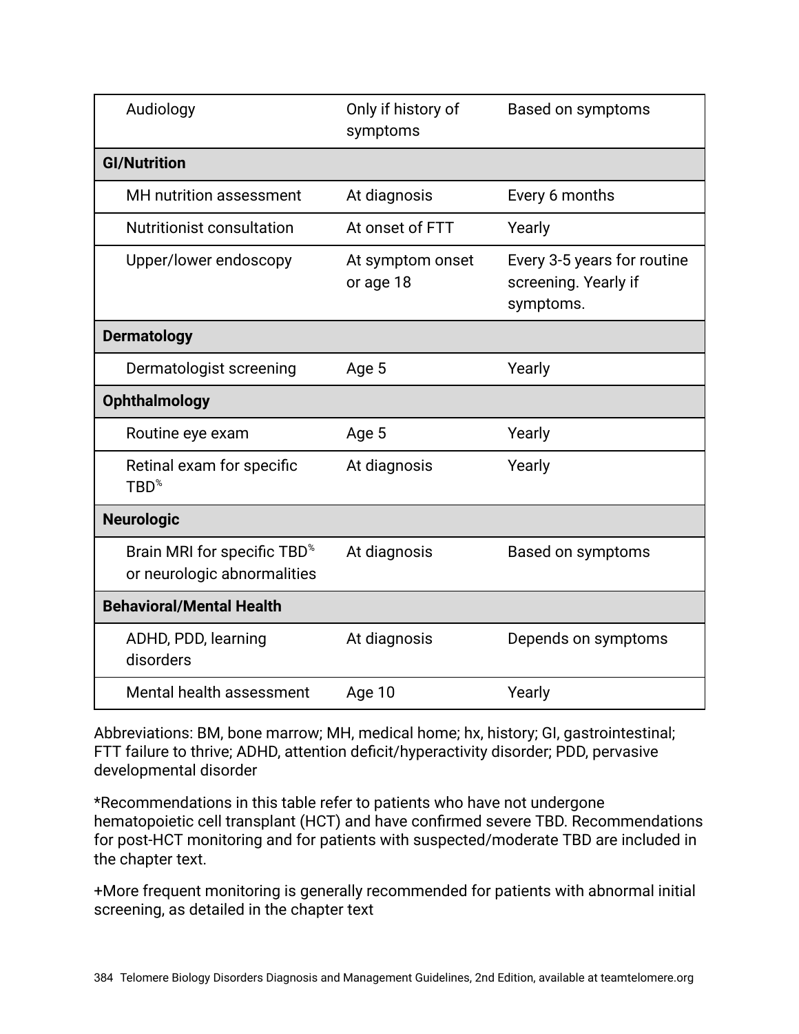| | | |
|---|---|---|
| Audiology | Only if history of symptoms | Based on symptoms |
| **GI/Nutrition** | | |
| MH nutrition assessment | At diagnosis | Every 6 months |
| Nutritionist consultation | At onset of FTT | Yearly |
| Upper/lower endoscopy | At symptom onset or age 18 | Every 3-5 years for routine screening. Yearly if symptoms. |
| **Dermatology** | | |
| Dermatologist screening | Age 5 | Yearly |
| **Ophthalmology** | | |
| Routine eye exam | Age 5 | Yearly |
| Retinal exam for specific TBD[%] | At diagnosis | Yearly |
| **Neurologic** | | |
| Brain MRI for specific TBD[%] or neurologic abnormalities | At diagnosis | Based on symptoms |
| **Behavioral/Mental Health** | | |
| ADHD, PDD, learning disorders | At diagnosis | Depends on symptoms |
| Mental health assessment | Age 10 | Yearly |

Abbreviations: BM, bone marrow; MH, medical home; hx, history; GI, gastrointestinal; FTT failure to thrive; ADHD, attention deficit/hyperactivity disorder; PDD, pervasive developmental disorder

*Recommendations in this table refer to patients who have not undergone hematopoietic cell transplant (HCT) and have confirmed severe TBD. Recommendations for post-HCT monitoring and for patients with suspected/moderate TBD are included in the chapter text.

+More frequent monitoring is generally recommended for patients with abnormal initial screening, as detailed in the chapter text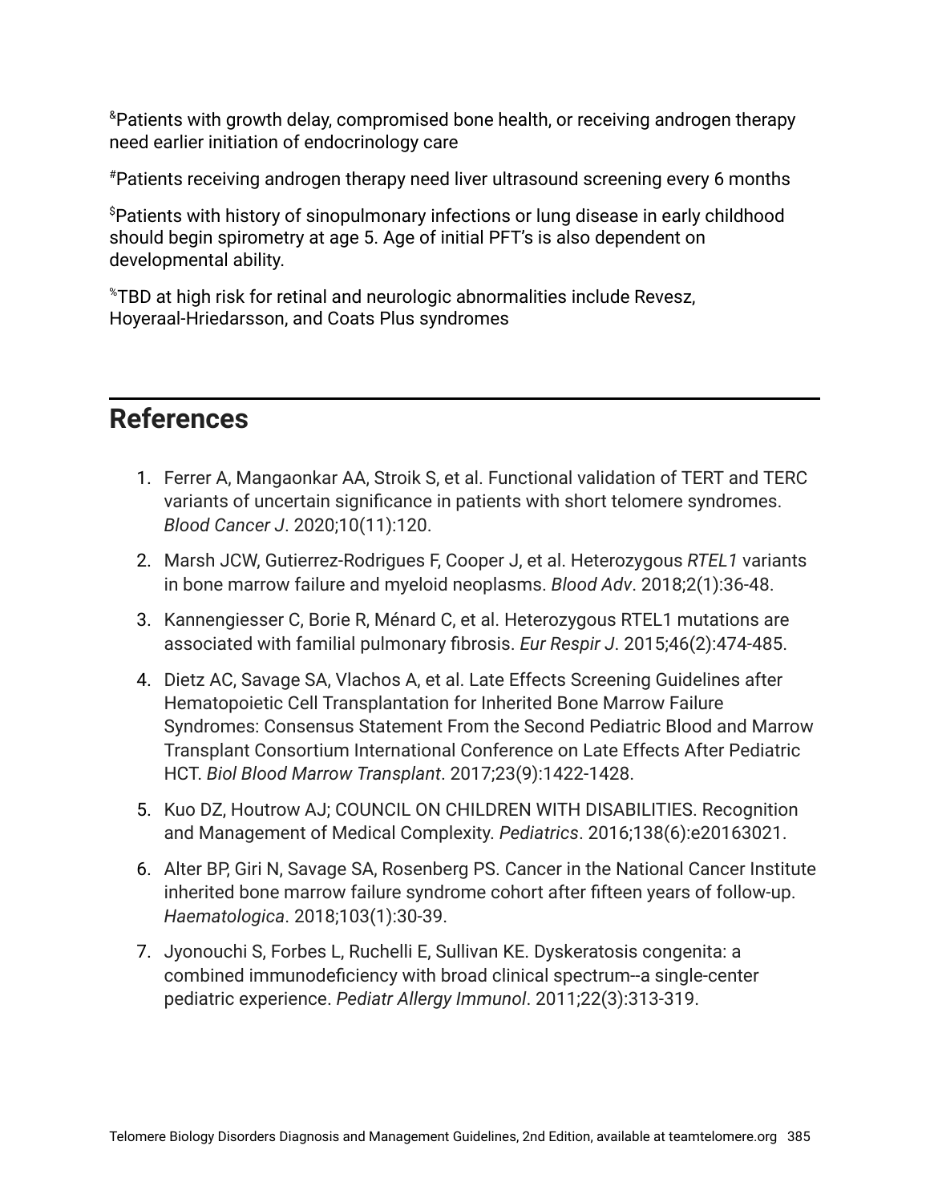[&]Patients with growth delay, compromised bone health, or receiving androgen therapy need earlier initiation of endocrinology care

[#]Patients receiving androgen therapy need liver ultrasound screening every 6 months

[$]Patients with history of sinopulmonary infections or lung disease in early childhood should begin spirometry at age 5. Age of initial PFT's is also dependent on developmental ability.

[%]TBD at high risk for retinal and neurologic abnormalities include Revesz, Hoyeraal-Hriedarsson, and Coats Plus syndromes

## References

1. Ferrer A, Mangaonkar AA, Stroik S, et al. Functional validation of TERT and TERC variants of uncertain significance in patients with short telomere syndromes. *Blood Cancer J*. 2020;10(11):120.
2. Marsh JCW, Gutierrez-Rodrigues F, Cooper J, et al. Heterozygous *RTEL1* variants in bone marrow failure and myeloid neoplasms. *Blood Adv*. 2018;2(1):36-48.
3. Kannengiesser C, Borie R, Ménard C, et al. Heterozygous RTEL1 mutations are associated with familial pulmonary fibrosis. *Eur Respir J*. 2015;46(2):474-485.
4. Dietz AC, Savage SA, Vlachos A, et al. Late Effects Screening Guidelines after Hematopoietic Cell Transplantation for Inherited Bone Marrow Failure Syndromes: Consensus Statement From the Second Pediatric Blood and Marrow Transplant Consortium International Conference on Late Effects After Pediatric HCT. *Biol Blood Marrow Transplant*. 2017;23(9):1422-1428.
5. Kuo DZ, Houtrow AJ; COUNCIL ON CHILDREN WITH DISABILITIES. Recognition and Management of Medical Complexity. *Pediatrics*. 2016;138(6):e20163021.
6. Alter BP, Giri N, Savage SA, Rosenberg PS. Cancer in the National Cancer Institute inherited bone marrow failure syndrome cohort after fifteen years of follow-up. *Haematologica*. 2018;103(1):30-39.
7. Jyonouchi S, Forbes L, Ruchelli E, Sullivan KE. Dyskeratosis congenita: a combined immunodeficiency with broad clinical spectrum--a single-center pediatric experience. *Pediatr Allergy Immunol*. 2011;22(3):313-319.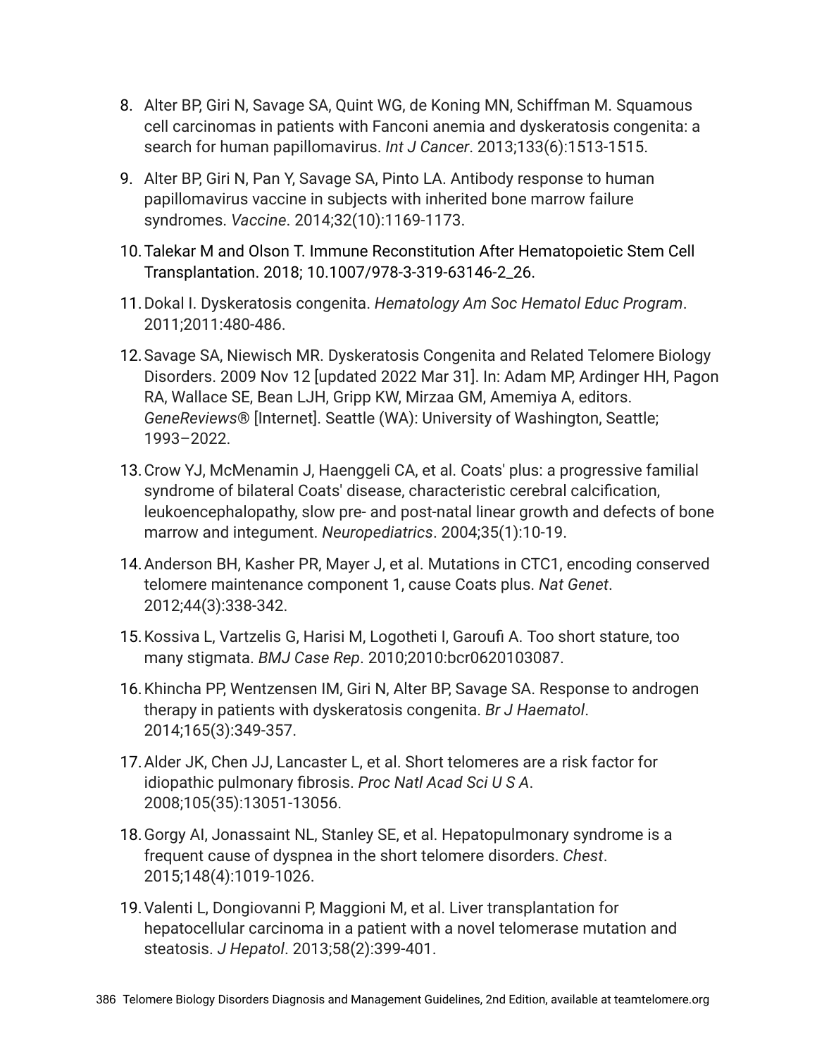8. Alter BP, Giri N, Savage SA, Quint WG, de Koning MN, Schiffman M. Squamous cell carcinomas in patients with Fanconi anemia and dyskeratosis congenita: a search for human papillomavirus. *Int J Cancer*. 2013;133(6):1513-1515.
9. Alter BP, Giri N, Pan Y, Savage SA, Pinto LA. Antibody response to human papillomavirus vaccine in subjects with inherited bone marrow failure syndromes. *Vaccine*. 2014;32(10):1169-1173.
10. Talekar M and Olson T. Immune Reconstitution After Hematopoietic Stem Cell Transplantation. 2018; 10.1007/978-3-319-63146-2_26.
11. Dokal I. Dyskeratosis congenita. *Hematology Am Soc Hematol Educ Program*. 2011;2011:480-486.
12. Savage SA, Niewisch MR. Dyskeratosis Congenita and Related Telomere Biology Disorders. 2009 Nov 12 [updated 2022 Mar 31]. In: Adam MP, Ardinger HH, Pagon RA, Wallace SE, Bean LJH, Gripp KW, Mirzaa GM, Amemiya A, editors. *GeneReviews®* [Internet]. Seattle (WA): University of Washington, Seattle; 1993–2022.
13. Crow YJ, McMenamin J, Haenggeli CA, et al. Coats' plus: a progressive familial syndrome of bilateral Coats' disease, characteristic cerebral calcification, leukoencephalopathy, slow pre- and post-natal linear growth and defects of bone marrow and integument. *Neuropediatrics*. 2004;35(1):10-19.
14. Anderson BH, Kasher PR, Mayer J, et al. Mutations in CTC1, encoding conserved telomere maintenance component 1, cause Coats plus. *Nat Genet*. 2012;44(3):338-342.
15. Kossiva L, Vartzelis G, Harisi M, Logotheti I, Garoufi A. Too short stature, too many stigmata. *BMJ Case Rep*. 2010;2010:bcr0620103087.
16. Khincha PP, Wentzensen IM, Giri N, Alter BP, Savage SA. Response to androgen therapy in patients with dyskeratosis congenita. *Br J Haematol*. 2014;165(3):349-357.
17. Alder JK, Chen JJ, Lancaster L, et al. Short telomeres are a risk factor for idiopathic pulmonary fibrosis. *Proc Natl Acad Sci U S A*. 2008;105(35):13051-13056.
18. Gorgy AI, Jonassaint NL, Stanley SE, et al. Hepatopulmonary syndrome is a frequent cause of dyspnea in the short telomere disorders. *Chest*. 2015;148(4):1019-1026.
19. Valenti L, Dongiovanni P, Maggioni M, et al. Liver transplantation for hepatocellular carcinoma in a patient with a novel telomerase mutation and steatosis. *J Hepatol*. 2013;58(2):399-401.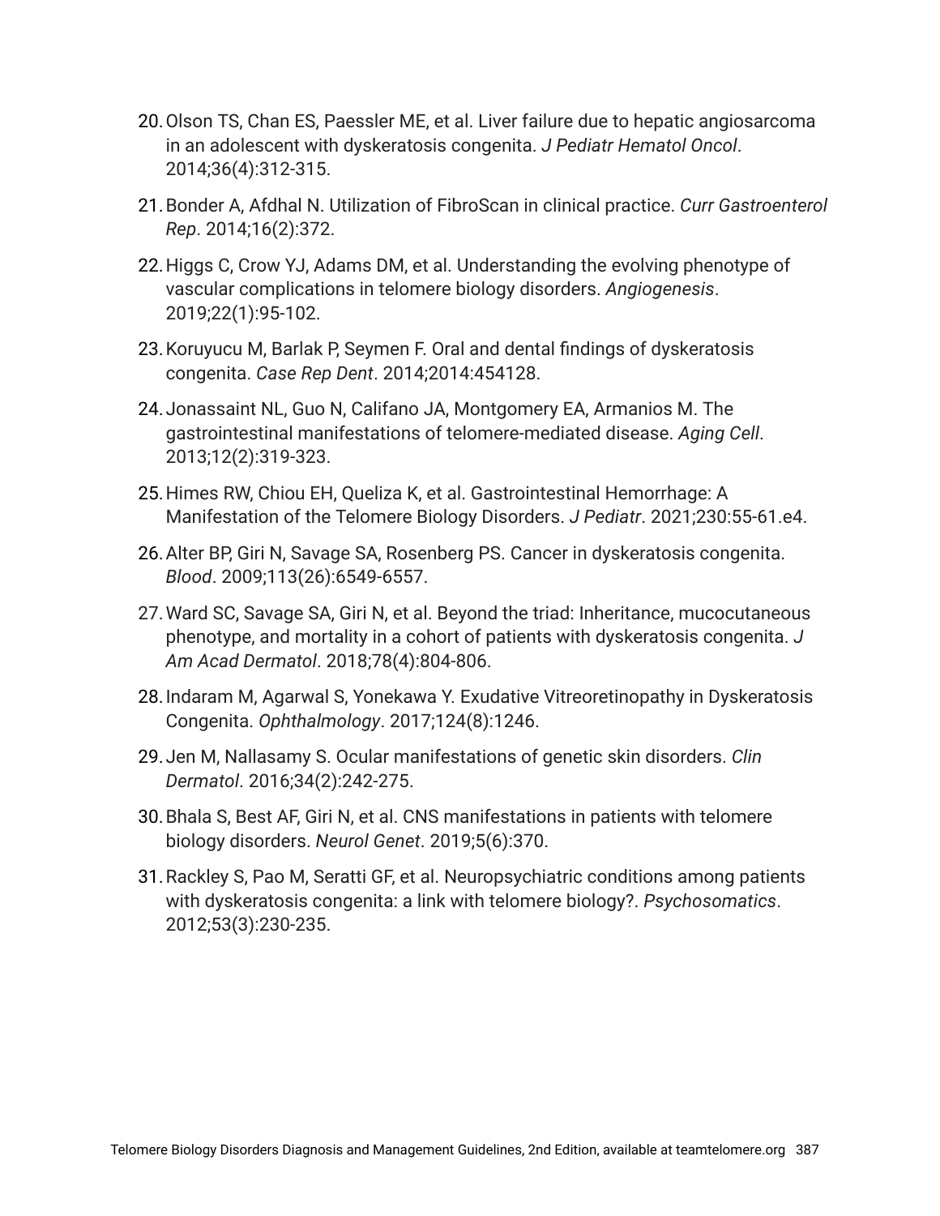20. Olson TS, Chan ES, Paessler ME, et al. Liver failure due to hepatic angiosarcoma in an adolescent with dyskeratosis congenita. *J Pediatr Hematol Oncol*. 2014;36(4):312-315.

21. Bonder A, Afdhal N. Utilization of FibroScan in clinical practice. *Curr Gastroenterol Rep*. 2014;16(2):372.

22. Higgs C, Crow YJ, Adams DM, et al. Understanding the evolving phenotype of vascular complications in telomere biology disorders. *Angiogenesis*. 2019;22(1):95-102.

23. Koruyucu M, Barlak P, Seymen F. Oral and dental findings of dyskeratosis congenita. *Case Rep Dent*. 2014;2014:454128.

24. Jonassaint NL, Guo N, Califano JA, Montgomery EA, Armanios M. The gastrointestinal manifestations of telomere-mediated disease. *Aging Cell*. 2013;12(2):319-323.

25. Himes RW, Chiou EH, Queliza K, et al. Gastrointestinal Hemorrhage: A Manifestation of the Telomere Biology Disorders. *J Pediatr*. 2021;230:55-61.e4.

26. Alter BP, Giri N, Savage SA, Rosenberg PS. Cancer in dyskeratosis congenita. *Blood*. 2009;113(26):6549-6557.

27. Ward SC, Savage SA, Giri N, et al. Beyond the triad: Inheritance, mucocutaneous phenotype, and mortality in a cohort of patients with dyskeratosis congenita. *J Am Acad Dermatol*. 2018;78(4):804-806.

28. Indaram M, Agarwal S, Yonekawa Y. Exudative Vitreoretinopathy in Dyskeratosis Congenita. *Ophthalmology*. 2017;124(8):1246.

29. Jen M, Nallasamy S. Ocular manifestations of genetic skin disorders. *Clin Dermatol*. 2016;34(2):242-275.

30. Bhala S, Best AF, Giri N, et al. CNS manifestations in patients with telomere biology disorders. *Neurol Genet*. 2019;5(6):370.

31. Rackley S, Pao M, Seratti GF, et al. Neuropsychiatric conditions among patients with dyskeratosis congenita: a link with telomere biology?. *Psychosomatics*. 2012;53(3):230-235.